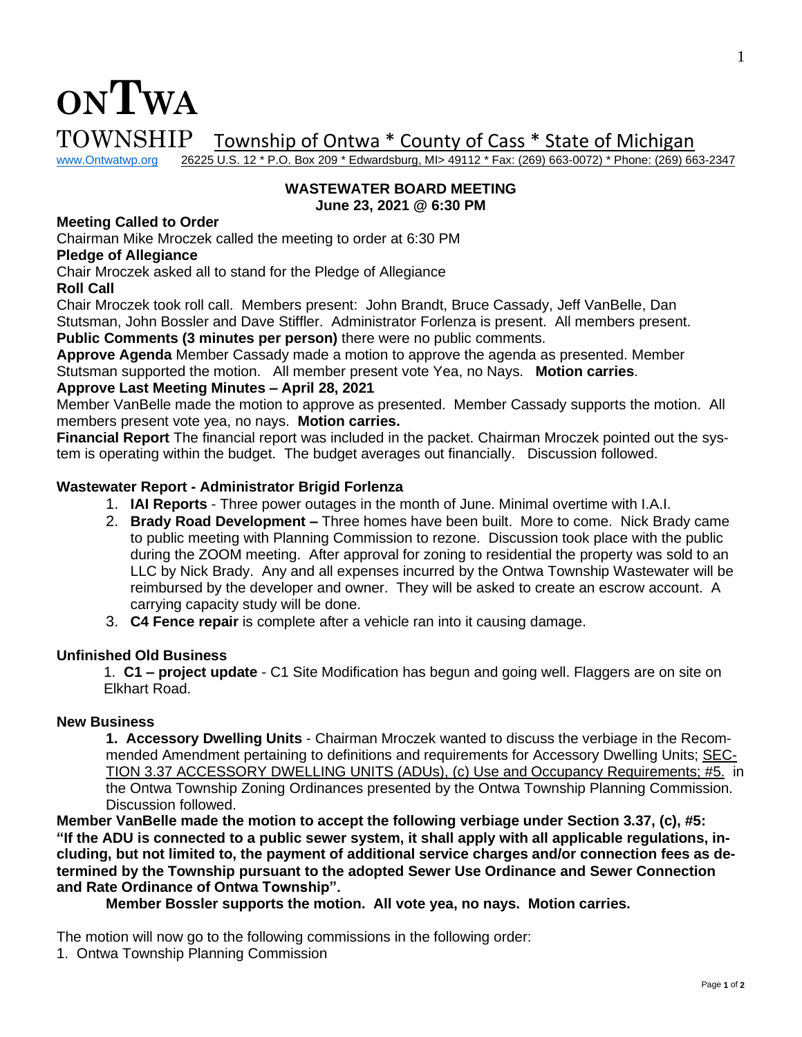# ONTWA TOWNSHIP

Township of Ontwa * County of Cass * State of Michigan

www.Ontwatwp.org 26225 U.S. 12 * P.O. Box 209 * Edwardsburg, MI> 49112 * Fax: (269) 663-0072) * Phone: (269) 663-2347

## WASTEWATER BOARD MEETING
### June 23, 2021 @ 6:30 PM

**Meeting Called to Order**

Chairman Mike Mroczek called the meeting to order at 6:30 PM

**Pledge of Allegiance**

Chair Mroczek asked all to stand for the Pledge of Allegiance

**Roll Call**

Chair Mroczek took roll call. Members present: John Brandt, Bruce Cassady, Jeff VanBelle, Dan Stutsman, John Bossler and Dave Stiffler. Administrator Forlenza is present. All members present.

**Public Comments (3 minutes per person)** there were no public comments.

**Approve Agenda** Member Cassady made a motion to approve the agenda as presented. Member Stutsman supported the motion. All member present vote Yea, no Nays. **Motion carries**.

**Approve Last Meeting Minutes – April 28, 2021**

Member VanBelle made the motion to approve as presented. Member Cassady supports the motion. All members present vote yea, no nays. **Motion carries.**

**Financial Report** The financial report was included in the packet. Chairman Mroczek pointed out the system is operating within the budget. The budget averages out financially. Discussion followed.

**Wastewater Report - Administrator Brigid Forlenza**

1. **IAI Reports** - Three power outages in the month of June. Minimal overtime with I.A.I.
2. **Brady Road Development –** Three homes have been built. More to come. Nick Brady came to public meeting with Planning Commission to rezone. Discussion took place with the public during the ZOOM meeting. After approval for zoning to residential the property was sold to an LLC by Nick Brady. Any and all expenses incurred by the Ontwa Township Wastewater will be reimbursed by the developer and owner. They will be asked to create an escrow account. A carrying capacity study will be done.
3. **C4 Fence repair** is complete after a vehicle ran into it causing damage.

**Unfinished Old Business**

1. **C1 – project update** - C1 Site Modification has begun and going well. Flaggers are on site on Elkhart Road.

**New Business**

**1. Accessory Dwelling Units** - Chairman Mroczek wanted to discuss the verbiage in the Recommended Amendment pertaining to definitions and requirements for Accessory Dwelling Units; SECTION 3.37 ACCESSORY DWELLING UNITS (ADUs), (c) Use and Occupancy Requirements; #5. in the Ontwa Township Zoning Ordinances presented by the Ontwa Township Planning Commission. Discussion followed.

**Member VanBelle made the motion to accept the following verbiage under Section 3.37, (c), #5: "If the ADU is connected to a public sewer system, it shall apply with all applicable regulations, including, but not limited to, the payment of additional service charges and/or connection fees as determined by the Township pursuant to the adopted Sewer Use Ordinance and Sewer Connection and Rate Ordinance of Ontwa Township".**

**Member Bossler supports the motion. All vote yea, no nays. Motion carries.**

The motion will now go to the following commissions in the following order:

1. Ontwa Township Planning Commission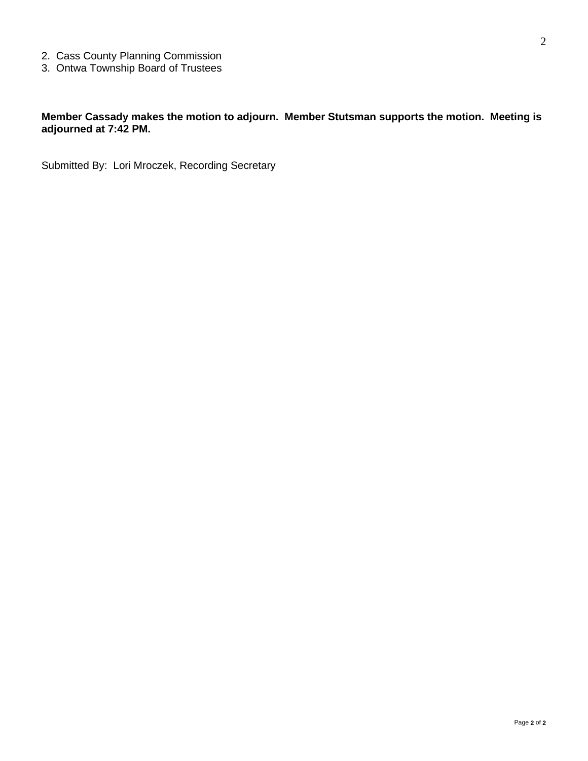2. Cass County Planning Commission
3. Ontwa Township Board of Trustees

**Member Cassady makes the motion to adjourn. Member Stutsman supports the motion. Meeting is adjourned at 7:42 PM.**

Submitted By: Lori Mroczek, Recording Secretary